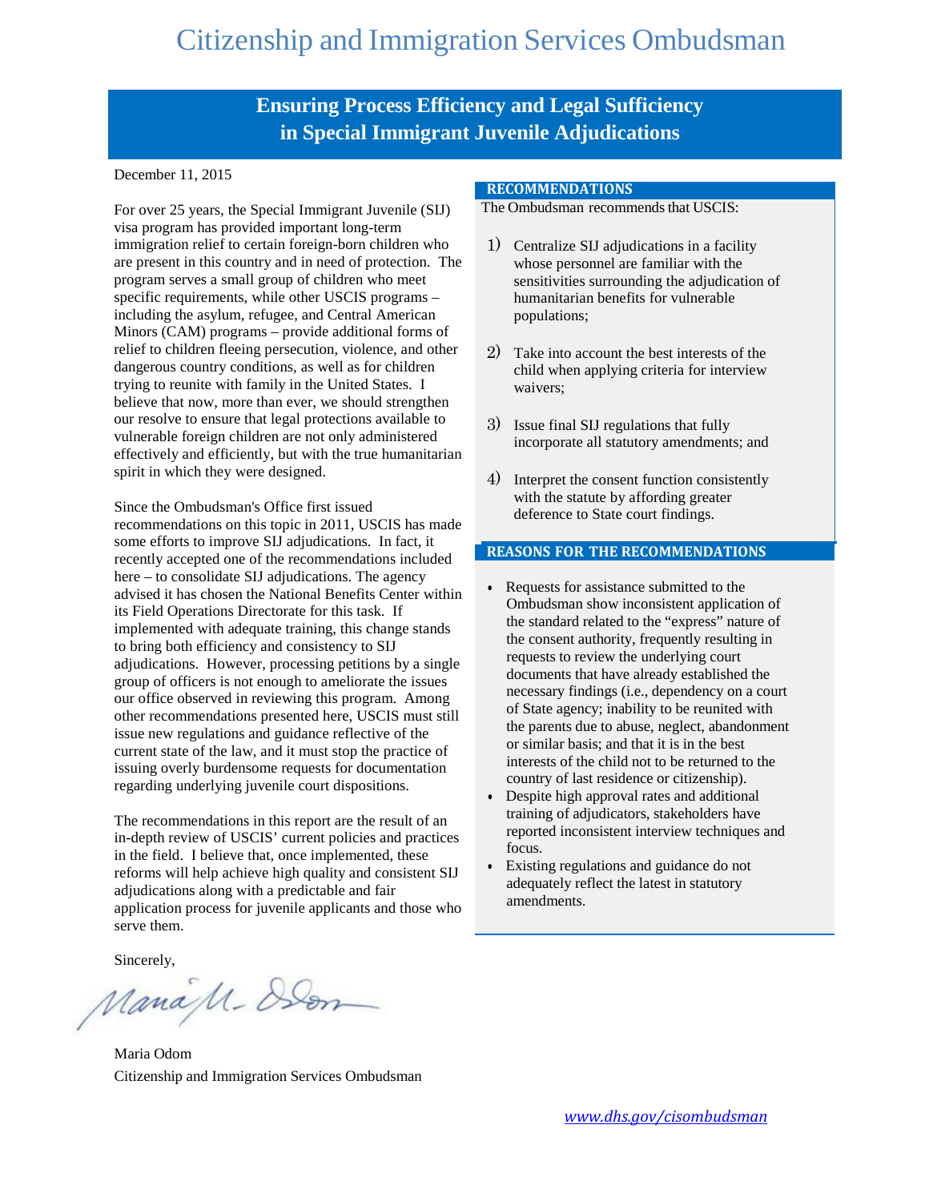# Citizenship and Immigration Services Ombudsman

## Ensuring Process Efficiency and Legal Sufficiency in Special Immigrant Juvenile Adjudications

December 11, 2015

For over 25 years, the Special Immigrant Juvenile (SIJ) visa program has provided important long-term immigration relief to certain foreign-born children who are present in this country and in need of protection. The program serves a small group of children who meet specific requirements, while other USCIS programs – including the asylum, refugee, and Central American Minors (CAM) programs – provide additional forms of relief to children fleeing persecution, violence, and other dangerous country conditions, as well as for children trying to reunite with family in the United States. I believe that now, more than ever, we should strengthen our resolve to ensure that legal protections available to vulnerable foreign children are not only administered effectively and efficiently, but with the true humanitarian spirit in which they were designed.

Since the Ombudsman's Office first issued recommendations on this topic in 2011, USCIS has made some efforts to improve SIJ adjudications. In fact, it recently accepted one of the recommendations included here – to consolidate SIJ adjudications. The agency advised it has chosen the National Benefits Center within its Field Operations Directorate for this task. If implemented with adequate training, this change stands to bring both efficiency and consistency to SIJ adjudications. However, processing petitions by a single group of officers is not enough to ameliorate the issues our office observed in reviewing this program. Among other recommendations presented here, USCIS must still issue new regulations and guidance reflective of the current state of the law, and it must stop the practice of issuing overly burdensome requests for documentation regarding underlying juvenile court dispositions.

The recommendations in this report are the result of an in-depth review of USCIS' current policies and practices in the field. I believe that, once implemented, these reforms will help achieve high quality and consistent SIJ adjudications along with a predictable and fair application process for juvenile applicants and those who serve them.

Sincerely,

Maria Odom
Citizenship and Immigration Services Ombudsman

### RECOMMENDATIONS

The Ombudsman recommends that USCIS:

1) Centralize SIJ adjudications in a facility whose personnel are familiar with the sensitivities surrounding the adjudication of humanitarian benefits for vulnerable populations;

2) Take into account the best interests of the child when applying criteria for interview waivers;

3) Issue final SIJ regulations that fully incorporate all statutory amendments; and

4) Interpret the consent function consistently with the statute by affording greater deference to State court findings.

### REASONS FOR THE RECOMMENDATIONS

- Requests for assistance submitted to the Ombudsman show inconsistent application of the standard related to the "express" nature of the consent authority, frequently resulting in requests to review the underlying court documents that have already established the necessary findings (i.e., dependency on a court of State agency; inability to be reunited with the parents due to abuse, neglect, abandonment or similar basis; and that it is in the best interests of the child not to be returned to the country of last residence or citizenship).
- Despite high approval rates and additional training of adjudicators, stakeholders have reported inconsistent interview techniques and focus.
- Existing regulations and guidance do not adequately reflect the latest in statutory amendments.

www.dhs.gov/cisombudsman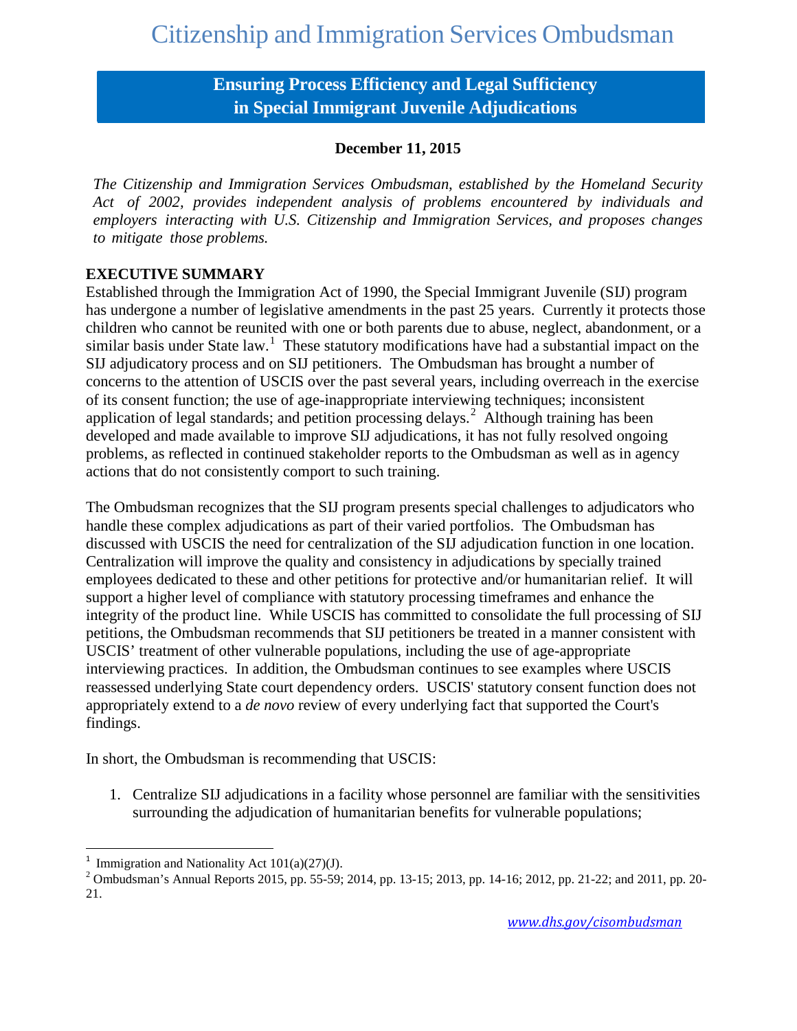# Citizenship and Immigration Services Ombudsman

## Ensuring Process Efficiency and Legal Sufficiency in Special Immigrant Juvenile Adjudications

**December 11, 2015**

*The Citizenship and Immigration Services Ombudsman, established by the Homeland Security Act of 2002, provides independent analysis of problems encountered by individuals and employers interacting with U.S. Citizenship and Immigration Services, and proposes changes to mitigate those problems.*

**EXECUTIVE SUMMARY**

Established through the Immigration Act of 1990, the Special Immigrant Juvenile (SIJ) program has undergone a number of legislative amendments in the past 25 years. Currently it protects those children who cannot be reunited with one or both parents due to abuse, neglect, abandonment, or a similar basis under State law.[1] These statutory modifications have had a substantial impact on the SIJ adjudicatory process and on SIJ petitioners. The Ombudsman has brought a number of concerns to the attention of USCIS over the past several years, including overreach in the exercise of its consent function; the use of age-inappropriate interviewing techniques; inconsistent application of legal standards; and petition processing delays.[2] Although training has been developed and made available to improve SIJ adjudications, it has not fully resolved ongoing problems, as reflected in continued stakeholder reports to the Ombudsman as well as in agency actions that do not consistently comport to such training.

The Ombudsman recognizes that the SIJ program presents special challenges to adjudicators who handle these complex adjudications as part of their varied portfolios. The Ombudsman has discussed with USCIS the need for centralization of the SIJ adjudication function in one location. Centralization will improve the quality and consistency in adjudications by specially trained employees dedicated to these and other petitions for protective and/or humanitarian relief. It will support a higher level of compliance with statutory processing timeframes and enhance the integrity of the product line. While USCIS has committed to consolidate the full processing of SIJ petitions, the Ombudsman recommends that SIJ petitioners be treated in a manner consistent with USCIS' treatment of other vulnerable populations, including the use of age-appropriate interviewing practices. In addition, the Ombudsman continues to see examples where USCIS reassessed underlying State court dependency orders. USCIS' statutory consent function does not appropriately extend to a *de novo* review of every underlying fact that supported the Court's findings.

In short, the Ombudsman is recommending that USCIS:

1. Centralize SIJ adjudications in a facility whose personnel are familiar with the sensitivities surrounding the adjudication of humanitarian benefits for vulnerable populations;

---

[1] Immigration and Nationality Act 101(a)(27)(J).

[2] Ombudsman's Annual Reports 2015, pp. 55-59; 2014, pp. 13-15; 2013, pp. 14-16; 2012, pp. 21-22; and 2011, pp. 20-21.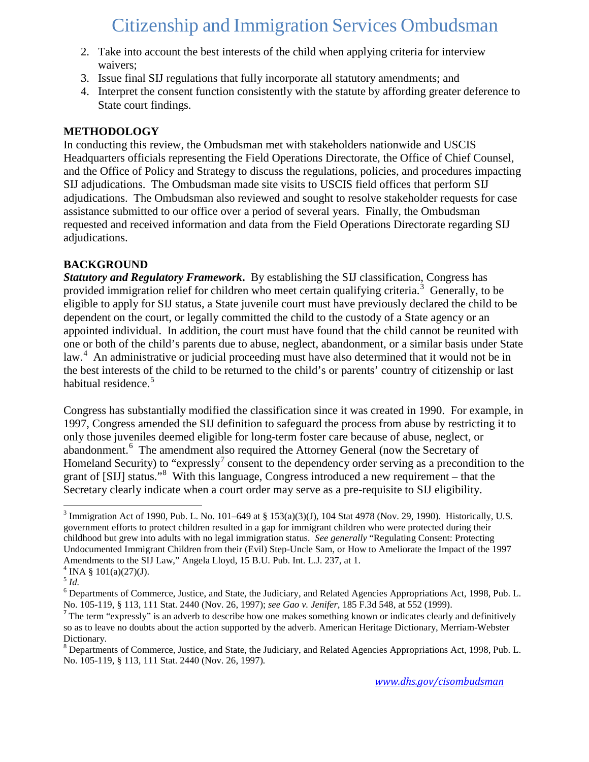2. Take into account the best interests of the child when applying criteria for interview waivers;
3. Issue final SIJ regulations that fully incorporate all statutory amendments; and
4. Interpret the consent function consistently with the statute by affording greater deference to State court findings.

## METHODOLOGY

In conducting this review, the Ombudsman met with stakeholders nationwide and USCIS Headquarters officials representing the Field Operations Directorate, the Office of Chief Counsel, and the Office of Policy and Strategy to discuss the regulations, policies, and procedures impacting SIJ adjudications. The Ombudsman made site visits to USCIS field offices that perform SIJ adjudications. The Ombudsman also reviewed and sought to resolve stakeholder requests for case assistance submitted to our office over a period of several years. Finally, the Ombudsman requested and received information and data from the Field Operations Directorate regarding SIJ adjudications.

## BACKGROUND

***Statutory and Regulatory Framework***. By establishing the SIJ classification, Congress has provided immigration relief for children who meet certain qualifying criteria.[3] Generally, to be eligible to apply for SIJ status, a State juvenile court must have previously declared the child to be dependent on the court, or legally committed the child to the custody of a State agency or an appointed individual. In addition, the court must have found that the child cannot be reunited with one or both of the child's parents due to abuse, neglect, abandonment, or a similar basis under State law.[4] An administrative or judicial proceeding must have also determined that it would not be in the best interests of the child to be returned to the child's or parents' country of citizenship or last habitual residence.[5]

Congress has substantially modified the classification since it was created in 1990. For example, in 1997, Congress amended the SIJ definition to safeguard the process from abuse by restricting it to only those juveniles deemed eligible for long-term foster care because of abuse, neglect, or abandonment.[6] The amendment also required the Attorney General (now the Secretary of Homeland Security) to "expressly[7] consent to the dependency order serving as a precondition to the grant of [SIJ] status."[8] With this language, Congress introduced a new requirement – that the Secretary clearly indicate when a court order may serve as a pre-requisite to SIJ eligibility.

---

[3] Immigration Act of 1990, Pub. L. No. 101–649 at § 153(a)(3)(J), 104 Stat 4978 (Nov. 29, 1990). Historically, U.S. government efforts to protect children resulted in a gap for immigrant children who were protected during their childhood but grew into adults with no legal immigration status. *See generally* "Regulating Consent: Protecting Undocumented Immigrant Children from their (Evil) Step-Uncle Sam, or How to Ameliorate the Impact of the 1997 Amendments to the SIJ Law," Angela Lloyd, 15 B.U. Pub. Int. L.J. 237, at 1.

[4] INA § 101(a)(27)(J).

[5] *Id.*

[6] Departments of Commerce, Justice, and State, the Judiciary, and Related Agencies Appropriations Act, 1998, Pub. L. No. 105-119, § 113, 111 Stat. 2440 (Nov. 26, 1997); *see Gao v. Jenifer*, 185 F.3d 548, at 552 (1999).

[7] The term "expressly" is an adverb to describe how one makes something known or indicates clearly and definitively so as to leave no doubts about the action supported by the adverb. American Heritage Dictionary, Merriam-Webster Dictionary.

[8] Departments of Commerce, Justice, and State, the Judiciary, and Related Agencies Appropriations Act, 1998, Pub. L. No. 105-119, § 113, 111 Stat. 2440 (Nov. 26, 1997).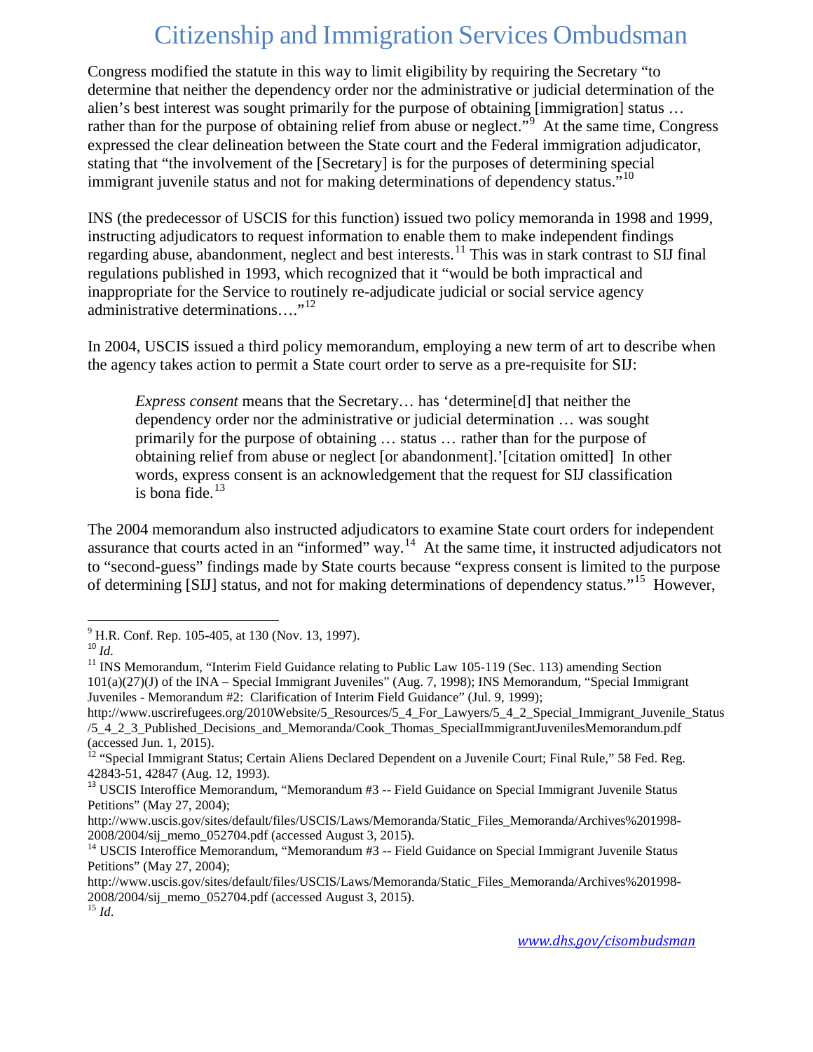Congress modified the statute in this way to limit eligibility by requiring the Secretary "to determine that neither the dependency order nor the administrative or judicial determination of the alien's best interest was sought primarily for the purpose of obtaining [immigration] status … rather than for the purpose of obtaining relief from abuse or neglect."[9] At the same time, Congress expressed the clear delineation between the State court and the Federal immigration adjudicator, stating that "the involvement of the [Secretary] is for the purposes of determining special immigrant juvenile status and not for making determinations of dependency status."[10]

INS (the predecessor of USCIS for this function) issued two policy memoranda in 1998 and 1999, instructing adjudicators to request information to enable them to make independent findings regarding abuse, abandonment, neglect and best interests.[11] This was in stark contrast to SIJ final regulations published in 1993, which recognized that it "would be both impractical and inappropriate for the Service to routinely re-adjudicate judicial or social service agency administrative determinations…."[12]

In 2004, USCIS issued a third policy memorandum, employing a new term of art to describe when the agency takes action to permit a State court order to serve as a pre-requisite for SIJ:

> *Express consent* means that the Secretary… has 'determine[d] that neither the dependency order nor the administrative or judicial determination … was sought primarily for the purpose of obtaining … status … rather than for the purpose of obtaining relief from abuse or neglect [or abandonment].'[citation omitted] In other words, express consent is an acknowledgement that the request for SIJ classification is bona fide.[13]

The 2004 memorandum also instructed adjudicators to examine State court orders for independent assurance that courts acted in an "informed" way.[14] At the same time, it instructed adjudicators not to "second-guess" findings made by State courts because "express consent is limited to the purpose of determining [SIJ] status, and not for making determinations of dependency status."[15] However,

---

[9] H.R. Conf. Rep. 105-405, at 130 (Nov. 13, 1997).

[10] *Id.*

[11] INS Memorandum, "Interim Field Guidance relating to Public Law 105-119 (Sec. 113) amending Section 101(a)(27)(J) of the INA – Special Immigrant Juveniles" (Aug. 7, 1998); INS Memorandum, "Special Immigrant Juveniles - Memorandum #2: Clarification of Interim Field Guidance" (Jul. 9, 1999); http://www.uscrirefugees.org/2010Website/5_Resources/5_4_For_Lawyers/5_4_2_Special_Immigrant_Juvenile_Status/5_4_2_3_Published_Decisions_and_Memoranda/Cook_Thomas_SpecialImmigrantJuvenilesMemorandum.pdf (accessed Jun. 1, 2015).

[12] "Special Immigrant Status; Certain Aliens Declared Dependent on a Juvenile Court; Final Rule," 58 Fed. Reg. 42843-51, 42847 (Aug. 12, 1993).

[13] USCIS Interoffice Memorandum, "Memorandum #3 -- Field Guidance on Special Immigrant Juvenile Status Petitions" (May 27, 2004); http://www.uscis.gov/sites/default/files/USCIS/Laws/Memoranda/Static_Files_Memoranda/Archives%201998-2008/2004/sij_memo_052704.pdf (accessed August 3, 2015).

[14] USCIS Interoffice Memorandum, "Memorandum #3 -- Field Guidance on Special Immigrant Juvenile Status Petitions" (May 27, 2004); http://www.uscis.gov/sites/default/files/USCIS/Laws/Memoranda/Static_Files_Memoranda/Archives%201998-2008/2004/sij_memo_052704.pdf (accessed August 3, 2015).

[15] *Id.*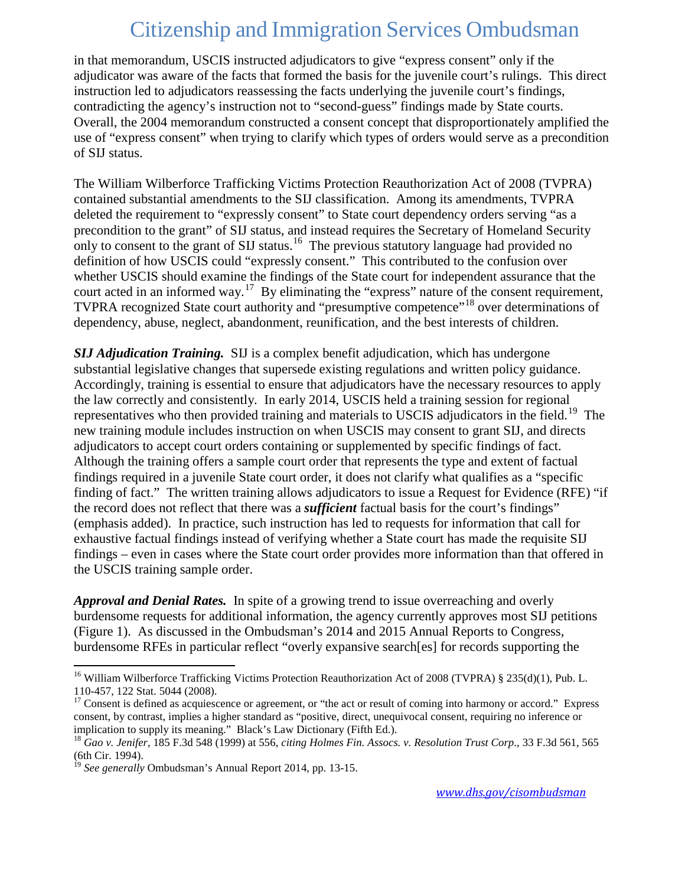in that memorandum, USCIS instructed adjudicators to give "express consent" only if the adjudicator was aware of the facts that formed the basis for the juvenile court's rulings. This direct instruction led to adjudicators reassessing the facts underlying the juvenile court's findings, contradicting the agency's instruction not to "second-guess" findings made by State courts. Overall, the 2004 memorandum constructed a consent concept that disproportionately amplified the use of "express consent" when trying to clarify which types of orders would serve as a precondition of SIJ status.

The William Wilberforce Trafficking Victims Protection Reauthorization Act of 2008 (TVPRA) contained substantial amendments to the SIJ classification. Among its amendments, TVPRA deleted the requirement to "expressly consent" to State court dependency orders serving "as a precondition to the grant" of SIJ status, and instead requires the Secretary of Homeland Security only to consent to the grant of SIJ status.[16] The previous statutory language had provided no definition of how USCIS could "expressly consent." This contributed to the confusion over whether USCIS should examine the findings of the State court for independent assurance that the court acted in an informed way.[17] By eliminating the "express" nature of the consent requirement, TVPRA recognized State court authority and "presumptive competence"[18] over determinations of dependency, abuse, neglect, abandonment, reunification, and the best interests of children.

***SIJ Adjudication Training.*** SIJ is a complex benefit adjudication, which has undergone substantial legislative changes that supersede existing regulations and written policy guidance. Accordingly, training is essential to ensure that adjudicators have the necessary resources to apply the law correctly and consistently. In early 2014, USCIS held a training session for regional representatives who then provided training and materials to USCIS adjudicators in the field.[19] The new training module includes instruction on when USCIS may consent to grant SIJ, and directs adjudicators to accept court orders containing or supplemented by specific findings of fact. Although the training offers a sample court order that represents the type and extent of factual findings required in a juvenile State court order, it does not clarify what qualifies as a "specific finding of fact." The written training allows adjudicators to issue a Request for Evidence (RFE) "if the record does not reflect that there was a ***sufficient*** factual basis for the court's findings" (emphasis added). In practice, such instruction has led to requests for information that call for exhaustive factual findings instead of verifying whether a State court has made the requisite SIJ findings – even in cases where the State court order provides more information than that offered in the USCIS training sample order.

***Approval and Denial Rates.*** In spite of a growing trend to issue overreaching and overly burdensome requests for additional information, the agency currently approves most SIJ petitions (Figure 1). As discussed in the Ombudsman's 2014 and 2015 Annual Reports to Congress, burdensome RFEs in particular reflect "overly expansive search[es] for records supporting the

---

[16] William Wilberforce Trafficking Victims Protection Reauthorization Act of 2008 (TVPRA) § 235(d)(1), Pub. L. 110-457, 122 Stat. 5044 (2008).

[17] Consent is defined as acquiescence or agreement, or "the act or result of coming into harmony or accord." Express consent, by contrast, implies a higher standard as "positive, direct, unequivocal consent, requiring no inference or implication to supply its meaning." Black's Law Dictionary (Fifth Ed.).

[18] *Gao v. Jenifer*, 185 F.3d 548 (1999) at 556, *citing Holmes Fin. Assocs. v. Resolution Trust Corp*., 33 F.3d 561, 565 (6th Cir. 1994).

[19] *See generally* Ombudsman's Annual Report 2014, pp. 13-15.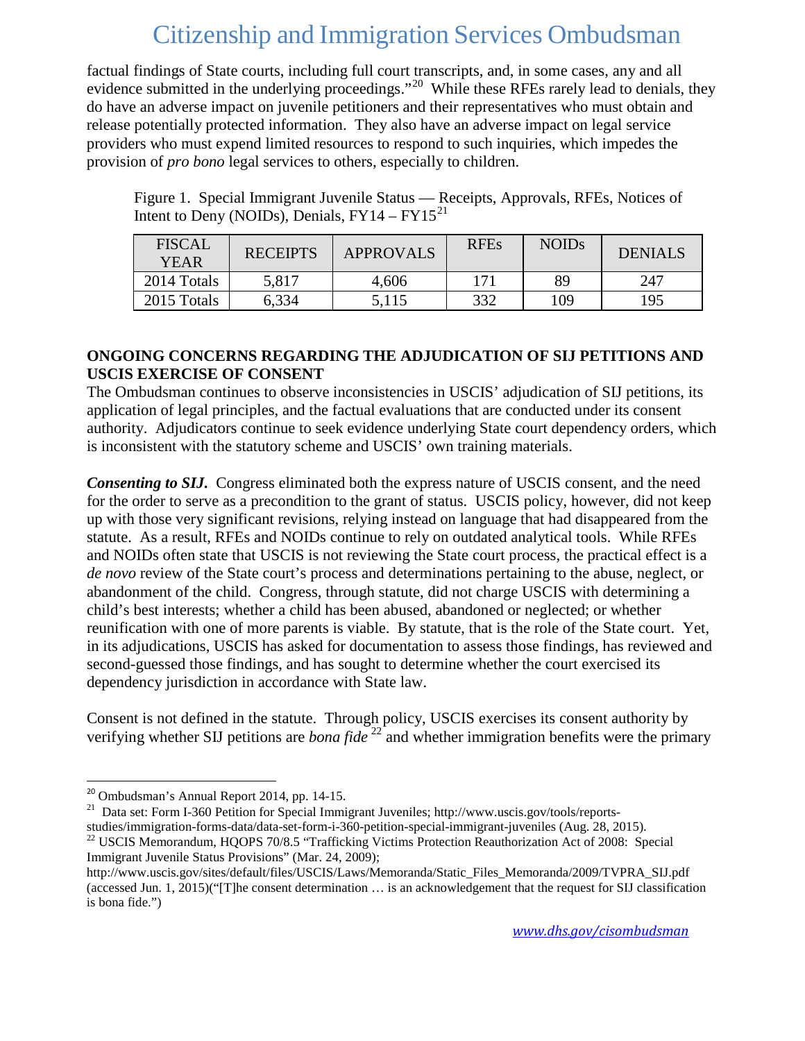factual findings of State courts, including full court transcripts, and, in some cases, any and all evidence submitted in the underlying proceedings."[20] While these RFEs rarely lead to denials, they do have an adverse impact on juvenile petitioners and their representatives who must obtain and release potentially protected information. They also have an adverse impact on legal service providers who must expend limited resources to respond to such inquiries, which impedes the provision of *pro bono* legal services to others, especially to children.

Figure 1. Special Immigrant Juvenile Status — Receipts, Approvals, RFEs, Notices of Intent to Deny (NOIDs), Denials, FY14 – FY15[21]

| FISCAL YEAR | RECEIPTS | APPROVALS | RFEs | NOIDs | DENIALS |
|---|---|---|---|---|---|
| 2014 Totals | 5,817 | 4,606 | 171 | 89 | 247 |
| 2015 Totals | 6,334 | 5,115 | 332 | 109 | 195 |

**ONGOING CONCERNS REGARDING THE ADJUDICATION OF SIJ PETITIONS AND USCIS EXERCISE OF CONSENT**

The Ombudsman continues to observe inconsistencies in USCIS' adjudication of SIJ petitions, its application of legal principles, and the factual evaluations that are conducted under its consent authority. Adjudicators continue to seek evidence underlying State court dependency orders, which is inconsistent with the statutory scheme and USCIS' own training materials.

***Consenting to SIJ.*** Congress eliminated both the express nature of USCIS consent, and the need for the order to serve as a precondition to the grant of status. USCIS policy, however, did not keep up with those very significant revisions, relying instead on language that had disappeared from the statute. As a result, RFEs and NOIDs continue to rely on outdated analytical tools. While RFEs and NOIDs often state that USCIS is not reviewing the State court process, the practical effect is a *de novo* review of the State court's process and determinations pertaining to the abuse, neglect, or abandonment of the child. Congress, through statute, did not charge USCIS with determining a child's best interests; whether a child has been abused, abandoned or neglected; or whether reunification with one of more parents is viable. By statute, that is the role of the State court. Yet, in its adjudications, USCIS has asked for documentation to assess those findings, has reviewed and second-guessed those findings, and has sought to determine whether the court exercised its dependency jurisdiction in accordance with State law.

Consent is not defined in the statute. Through policy, USCIS exercises its consent authority by verifying whether SIJ petitions are *bona fide*[22] and whether immigration benefits were the primary

---

[20] Ombudsman's Annual Report 2014, pp. 14-15.

[21] Data set: Form I-360 Petition for Special Immigrant Juveniles; http://www.uscis.gov/tools/reports-studies/immigration-forms-data/data-set-form-i-360-petition-special-immigrant-juveniles (Aug. 28, 2015).

[22] USCIS Memorandum, HQOPS 70/8.5 "Trafficking Victims Protection Reauthorization Act of 2008: Special Immigrant Juvenile Status Provisions" (Mar. 24, 2009); http://www.uscis.gov/sites/default/files/USCIS/Laws/Memoranda/Static_Files_Memoranda/2009/TVPRA_SIJ.pdf (accessed Jun. 1, 2015)("[T]he consent determination … is an acknowledgement that the request for SIJ classification is bona fide.")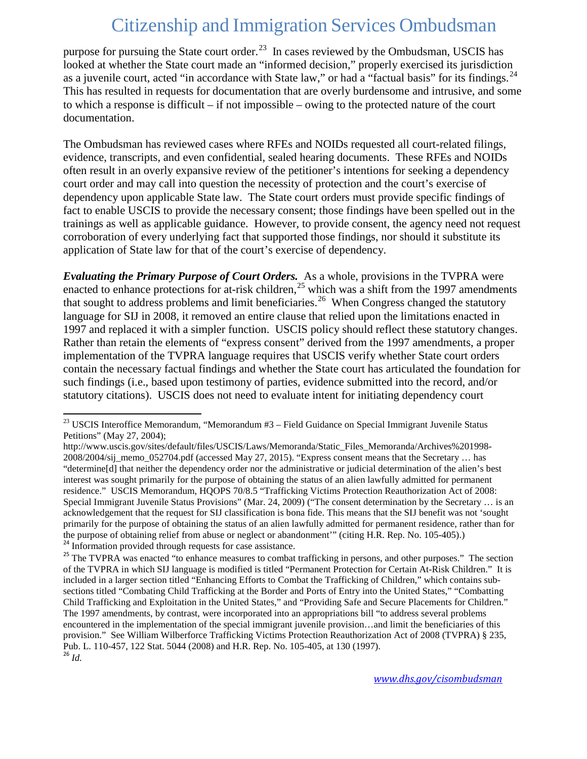purpose for pursuing the State court order.[23] In cases reviewed by the Ombudsman, USCIS has looked at whether the State court made an "informed decision," properly exercised its jurisdiction as a juvenile court, acted "in accordance with State law," or had a "factual basis" for its findings.[24] This has resulted in requests for documentation that are overly burdensome and intrusive, and some to which a response is difficult – if not impossible – owing to the protected nature of the court documentation.

The Ombudsman has reviewed cases where RFEs and NOIDs requested all court-related filings, evidence, transcripts, and even confidential, sealed hearing documents. These RFEs and NOIDs often result in an overly expansive review of the petitioner's intentions for seeking a dependency court order and may call into question the necessity of protection and the court's exercise of dependency upon applicable State law. The State court orders must provide specific findings of fact to enable USCIS to provide the necessary consent; those findings have been spelled out in the trainings as well as applicable guidance. However, to provide consent, the agency need not request corroboration of every underlying fact that supported those findings, nor should it substitute its application of State law for that of the court's exercise of dependency.

***Evaluating the Primary Purpose of Court Orders.*** As a whole, provisions in the TVPRA were enacted to enhance protections for at-risk children,[25] which was a shift from the 1997 amendments that sought to address problems and limit beneficiaries.[26] When Congress changed the statutory language for SIJ in 2008, it removed an entire clause that relied upon the limitations enacted in 1997 and replaced it with a simpler function. USCIS policy should reflect these statutory changes. Rather than retain the elements of "express consent" derived from the 1997 amendments, a proper implementation of the TVPRA language requires that USCIS verify whether State court orders contain the necessary factual findings and whether the State court has articulated the foundation for such findings (i.e., based upon testimony of parties, evidence submitted into the record, and/or statutory citations). USCIS does not need to evaluate intent for initiating dependency court

---

[23] USCIS Interoffice Memorandum, "Memorandum #3 – Field Guidance on Special Immigrant Juvenile Status Petitions" (May 27, 2004); http://www.uscis.gov/sites/default/files/USCIS/Laws/Memoranda/Static_Files_Memoranda/Archives%201998-2008/2004/sij_memo_052704.pdf (accessed May 27, 2015). "Express consent means that the Secretary … has "determine[d] that neither the dependency order nor the administrative or judicial determination of the alien's best interest was sought primarily for the purpose of obtaining the status of an alien lawfully admitted for permanent residence." USCIS Memorandum, HQOPS 70/8.5 "Trafficking Victims Protection Reauthorization Act of 2008: Special Immigrant Juvenile Status Provisions" (Mar. 24, 2009) ("The consent determination by the Secretary … is an acknowledgement that the request for SIJ classification is bona fide. This means that the SIJ benefit was not 'sought primarily for the purpose of obtaining the status of an alien lawfully admitted for permanent residence, rather than for the purpose of obtaining relief from abuse or neglect or abandonment'" (citing H.R. Rep. No. 105-405).)

[24] Information provided through requests for case assistance.

[25] The TVPRA was enacted "to enhance measures to combat trafficking in persons, and other purposes." The section of the TVPRA in which SIJ language is modified is titled "Permanent Protection for Certain At-Risk Children." It is included in a larger section titled "Enhancing Efforts to Combat the Trafficking of Children," which contains sub-sections titled "Combating Child Trafficking at the Border and Ports of Entry into the United States," "Combatting Child Trafficking and Exploitation in the United States," and "Providing Safe and Secure Placements for Children." The 1997 amendments, by contrast, were incorporated into an appropriations bill "to address several problems encountered in the implementation of the special immigrant juvenile provision…and limit the beneficiaries of this provision." See William Wilberforce Trafficking Victims Protection Reauthorization Act of 2008 (TVPRA) § 235, Pub. L. 110-457, 122 Stat. 5044 (2008) and H.R. Rep. No. 105-405, at 130 (1997).

[26] *Id.*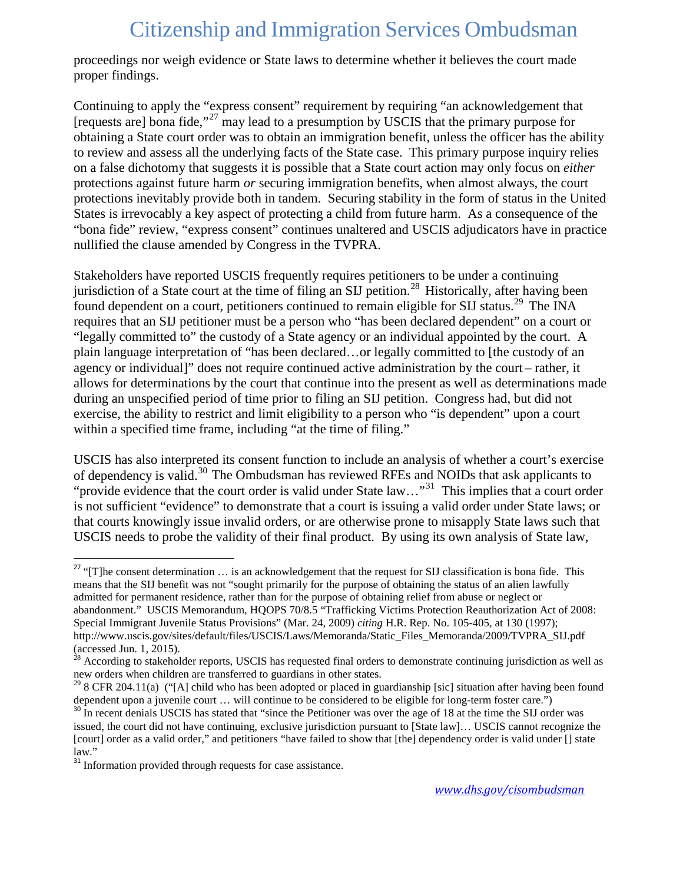proceedings nor weigh evidence or State laws to determine whether it believes the court made proper findings.

Continuing to apply the "express consent" requirement by requiring "an acknowledgement that [requests are] bona fide,"[27] may lead to a presumption by USCIS that the primary purpose for obtaining a State court order was to obtain an immigration benefit, unless the officer has the ability to review and assess all the underlying facts of the State case. This primary purpose inquiry relies on a false dichotomy that suggests it is possible that a State court action may only focus on *either* protections against future harm *or* securing immigration benefits, when almost always, the court protections inevitably provide both in tandem. Securing stability in the form of status in the United States is irrevocably a key aspect of protecting a child from future harm. As a consequence of the "bona fide" review, "express consent" continues unaltered and USCIS adjudicators have in practice nullified the clause amended by Congress in the TVPRA.

Stakeholders have reported USCIS frequently requires petitioners to be under a continuing jurisdiction of a State court at the time of filing an SIJ petition.[28] Historically, after having been found dependent on a court, petitioners continued to remain eligible for SIJ status.[29] The INA requires that an SIJ petitioner must be a person who "has been declared dependent" on a court or "legally committed to" the custody of a State agency or an individual appointed by the court. A plain language interpretation of "has been declared…or legally committed to [the custody of an agency or individual]" does not require continued active administration by the court – rather, it allows for determinations by the court that continue into the present as well as determinations made during an unspecified period of time prior to filing an SIJ petition. Congress had, but did not exercise, the ability to restrict and limit eligibility to a person who "is dependent" upon a court within a specified time frame, including "at the time of filing."

USCIS has also interpreted its consent function to include an analysis of whether a court's exercise of dependency is valid.[30] The Ombudsman has reviewed RFEs and NOIDs that ask applicants to "provide evidence that the court order is valid under State law…"[31] This implies that a court order is not sufficient "evidence" to demonstrate that a court is issuing a valid order under State laws; or that courts knowingly issue invalid orders, or are otherwise prone to misapply State laws such that USCIS needs to probe the validity of their final product. By using its own analysis of State law,

---

[27] "[T]he consent determination … is an acknowledgement that the request for SIJ classification is bona fide. This means that the SIJ benefit was not "sought primarily for the purpose of obtaining the status of an alien lawfully admitted for permanent residence, rather than for the purpose of obtaining relief from abuse or neglect or abandonment." USCIS Memorandum, HQOPS 70/8.5 "Trafficking Victims Protection Reauthorization Act of 2008: Special Immigrant Juvenile Status Provisions" (Mar. 24, 2009) *citing* H.R. Rep. No. 105-405, at 130 (1997); http://www.uscis.gov/sites/default/files/USCIS/Laws/Memoranda/Static_Files_Memoranda/2009/TVPRA_SIJ.pdf (accessed Jun. 1, 2015).

[28] According to stakeholder reports, USCIS has requested final orders to demonstrate continuing jurisdiction as well as new orders when children are transferred to guardians in other states.

[29] 8 CFR 204.11(a) ("[A] child who has been adopted or placed in guardianship [sic] situation after having been found dependent upon a juvenile court … will continue to be considered to be eligible for long-term foster care.")

[30] In recent denials USCIS has stated that "since the Petitioner was over the age of 18 at the time the SIJ order was issued, the court did not have continuing, exclusive jurisdiction pursuant to [State law]… USCIS cannot recognize the [court] order as a valid order," and petitioners "have failed to show that [the] dependency order is valid under [] state law."

[31] Information provided through requests for case assistance.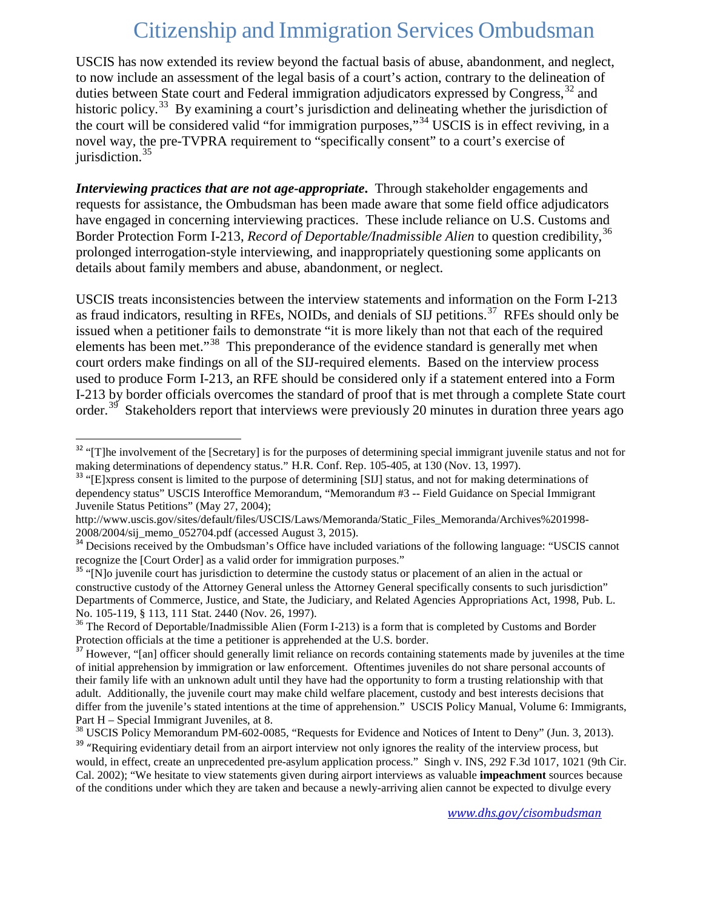USCIS has now extended its review beyond the factual basis of abuse, abandonment, and neglect, to now include an assessment of the legal basis of a court's action, contrary to the delineation of duties between State court and Federal immigration adjudicators expressed by Congress,[32] and historic policy.[33] By examining a court's jurisdiction and delineating whether the jurisdiction of the court will be considered valid "for immigration purposes,"[34] USCIS is in effect reviving, in a novel way, the pre-TVPRA requirement to "specifically consent" to a court's exercise of jurisdiction.[35]

***Interviewing practices that are not age-appropriate***. Through stakeholder engagements and requests for assistance, the Ombudsman has been made aware that some field office adjudicators have engaged in concerning interviewing practices. These include reliance on U.S. Customs and Border Protection Form I-213, *Record of Deportable/Inadmissible Alien* to question credibility,[36] prolonged interrogation-style interviewing, and inappropriately questioning some applicants on details about family members and abuse, abandonment, or neglect.

USCIS treats inconsistencies between the interview statements and information on the Form I-213 as fraud indicators, resulting in RFEs, NOIDs, and denials of SIJ petitions.[37] RFEs should only be issued when a petitioner fails to demonstrate "it is more likely than not that each of the required elements has been met."[38] This preponderance of the evidence standard is generally met when court orders make findings on all of the SIJ-required elements. Based on the interview process used to produce Form I-213, an RFE should be considered only if a statement entered into a Form I-213 by border officials overcomes the standard of proof that is met through a complete State court order.[39] Stakeholders report that interviews were previously 20 minutes in duration three years ago

---

[32] "[T]he involvement of the [Secretary] is for the purposes of determining special immigrant juvenile status and not for making determinations of dependency status." H.R. Conf. Rep. 105-405, at 130 (Nov. 13, 1997).

[33] "[E]xpress consent is limited to the purpose of determining [SIJ] status, and not for making determinations of dependency status" USCIS Interoffice Memorandum, "Memorandum #3 -- Field Guidance on Special Immigrant Juvenile Status Petitions" (May 27, 2004); http://www.uscis.gov/sites/default/files/USCIS/Laws/Memoranda/Static_Files_Memoranda/Archives%201998-2008/2004/sij_memo_052704.pdf (accessed August 3, 2015).

[34] Decisions received by the Ombudsman's Office have included variations of the following language: "USCIS cannot recognize the [Court Order] as a valid order for immigration purposes."

[35] "[N]o juvenile court has jurisdiction to determine the custody status or placement of an alien in the actual or constructive custody of the Attorney General unless the Attorney General specifically consents to such jurisdiction" Departments of Commerce, Justice, and State, the Judiciary, and Related Agencies Appropriations Act, 1998, Pub. L. No. 105-119, § 113, 111 Stat. 2440 (Nov. 26, 1997).

[36] The Record of Deportable/Inadmissible Alien (Form I-213) is a form that is completed by Customs and Border Protection officials at the time a petitioner is apprehended at the U.S. border.

[37] However, "[an] officer should generally limit reliance on records containing statements made by juveniles at the time of initial apprehension by immigration or law enforcement. Oftentimes juveniles do not share personal accounts of their family life with an unknown adult until they have had the opportunity to form a trusting relationship with that adult. Additionally, the juvenile court may make child welfare placement, custody and best interests decisions that differ from the juvenile's stated intentions at the time of apprehension." USCIS Policy Manual, Volume 6: Immigrants, Part H – Special Immigrant Juveniles, at 8.

[38] USCIS Policy Memorandum PM-602-0085, "Requests for Evidence and Notices of Intent to Deny" (Jun. 3, 2013).

[39] "Requiring evidentiary detail from an airport interview not only ignores the reality of the interview process, but would, in effect, create an unprecedented pre-asylum application process." Singh v. INS, 292 F.3d 1017, 1021 (9th Cir. Cal. 2002); "We hesitate to view statements given during airport interviews as valuable **impeachment** sources because of the conditions under which they are taken and because a newly-arriving alien cannot be expected to divulge every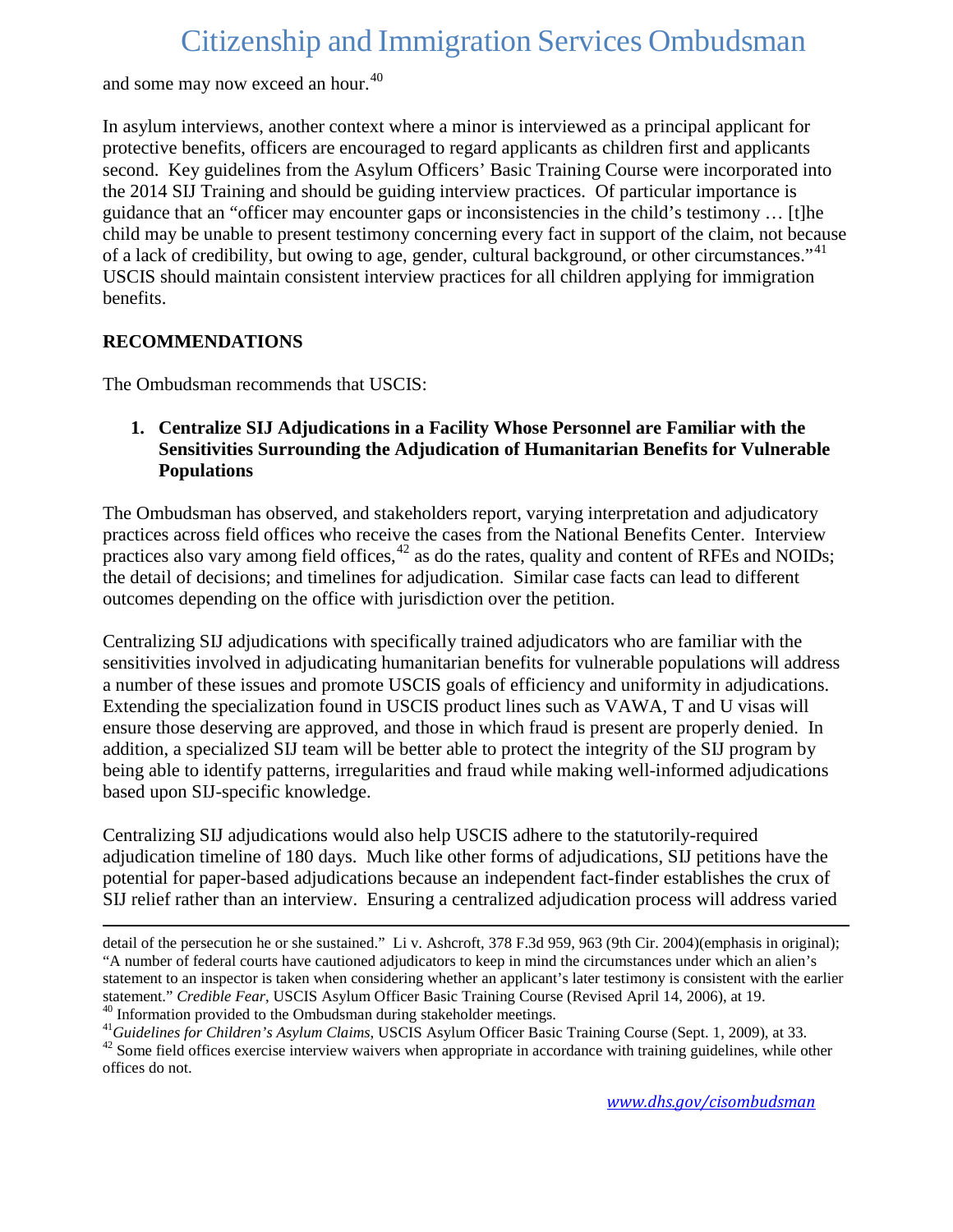and some may now exceed an hour.[40]

In asylum interviews, another context where a minor is interviewed as a principal applicant for protective benefits, officers are encouraged to regard applicants as children first and applicants second. Key guidelines from the Asylum Officers' Basic Training Course were incorporated into the 2014 SIJ Training and should be guiding interview practices. Of particular importance is guidance that an "officer may encounter gaps or inconsistencies in the child's testimony … [t]he child may be unable to present testimony concerning every fact in support of the claim, not because of a lack of credibility, but owing to age, gender, cultural background, or other circumstances."[41] USCIS should maintain consistent interview practices for all children applying for immigration benefits.

## RECOMMENDATIONS

The Ombudsman recommends that USCIS:

### 1. Centralize SIJ Adjudications in a Facility Whose Personnel are Familiar with the Sensitivities Surrounding the Adjudication of Humanitarian Benefits for Vulnerable Populations

The Ombudsman has observed, and stakeholders report, varying interpretation and adjudicatory practices across field offices who receive the cases from the National Benefits Center. Interview practices also vary among field offices,[42] as do the rates, quality and content of RFEs and NOIDs; the detail of decisions; and timelines for adjudication. Similar case facts can lead to different outcomes depending on the office with jurisdiction over the petition.

Centralizing SIJ adjudications with specifically trained adjudicators who are familiar with the sensitivities involved in adjudicating humanitarian benefits for vulnerable populations will address a number of these issues and promote USCIS goals of efficiency and uniformity in adjudications. Extending the specialization found in USCIS product lines such as VAWA, T and U visas will ensure those deserving are approved, and those in which fraud is present are properly denied. In addition, a specialized SIJ team will be better able to protect the integrity of the SIJ program by being able to identify patterns, irregularities and fraud while making well-informed adjudications based upon SIJ-specific knowledge.

Centralizing SIJ adjudications would also help USCIS adhere to the statutorily-required adjudication timeline of 180 days. Much like other forms of adjudications, SIJ petitions have the potential for paper-based adjudications because an independent fact-finder establishes the crux of SIJ relief rather than an interview. Ensuring a centralized adjudication process will address varied

---

detail of the persecution he or she sustained." Li v. Ashcroft, 378 F.3d 959, 963 (9th Cir. 2004)(emphasis in original); "A number of federal courts have cautioned adjudicators to keep in mind the circumstances under which an alien's statement to an inspector is taken when considering whether an applicant's later testimony is consistent with the earlier statement." *Credible Fear*, USCIS Asylum Officer Basic Training Course (Revised April 14, 2006), at 19.

[40] Information provided to the Ombudsman during stakeholder meetings.

[41] *Guidelines for Children's Asylum Claims*, USCIS Asylum Officer Basic Training Course (Sept. 1, 2009), at 33.

[42] Some field offices exercise interview waivers when appropriate in accordance with training guidelines, while other offices do not.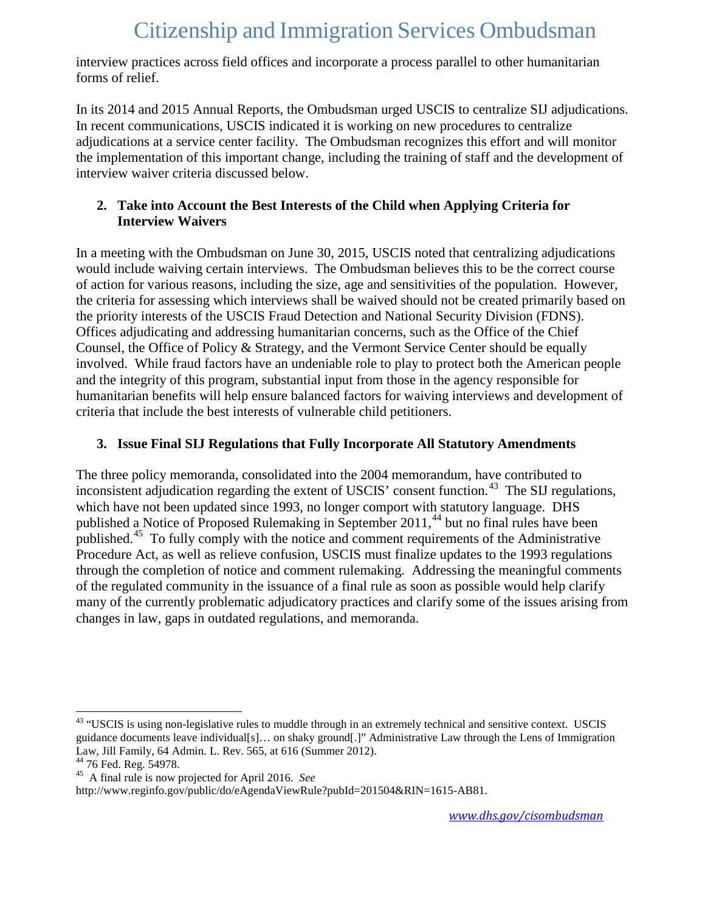interview practices across field offices and incorporate a process parallel to other humanitarian forms of relief.

In its 2014 and 2015 Annual Reports, the Ombudsman urged USCIS to centralize SIJ adjudications. In recent communications, USCIS indicated it is working on new procedures to centralize adjudications at a service center facility. The Ombudsman recognizes this effort and will monitor the implementation of this important change, including the training of staff and the development of interview waiver criteria discussed below.

**2. Take into Account the Best Interests of the Child when Applying Criteria for Interview Waivers**

In a meeting with the Ombudsman on June 30, 2015, USCIS noted that centralizing adjudications would include waiving certain interviews. The Ombudsman believes this to be the correct course of action for various reasons, including the size, age and sensitivities of the population. However, the criteria for assessing which interviews shall be waived should not be created primarily based on the priority interests of the USCIS Fraud Detection and National Security Division (FDNS). Offices adjudicating and addressing humanitarian concerns, such as the Office of the Chief Counsel, the Office of Policy & Strategy, and the Vermont Service Center should be equally involved. While fraud factors have an undeniable role to play to protect both the American people and the integrity of this program, substantial input from those in the agency responsible for humanitarian benefits will help ensure balanced factors for waiving interviews and development of criteria that include the best interests of vulnerable child petitioners.

**3. Issue Final SIJ Regulations that Fully Incorporate All Statutory Amendments**

The three policy memoranda, consolidated into the 2004 memorandum, have contributed to inconsistent adjudication regarding the extent of USCIS' consent function.[43] The SIJ regulations, which have not been updated since 1993, no longer comport with statutory language. DHS published a Notice of Proposed Rulemaking in September 2011,[44] but no final rules have been published.[45] To fully comply with the notice and comment requirements of the Administrative Procedure Act, as well as relieve confusion, USCIS must finalize updates to the 1993 regulations through the completion of notice and comment rulemaking. Addressing the meaningful comments of the regulated community in the issuance of a final rule as soon as possible would help clarify many of the currently problematic adjudicatory practices and clarify some of the issues arising from changes in law, gaps in outdated regulations, and memoranda.

---

[43] "USCIS is using non-legislative rules to muddle through in an extremely technical and sensitive context. USCIS guidance documents leave individual[s]… on shaky ground[.]" Administrative Law through the Lens of Immigration Law, Jill Family, 64 Admin. L. Rev. 565, at 616 (Summer 2012).

[44] 76 Fed. Reg. 54978.

[45] A final rule is now projected for April 2016. *See* http://www.reginfo.gov/public/do/eAgendaViewRule?pubId=201504&RIN=1615-AB81.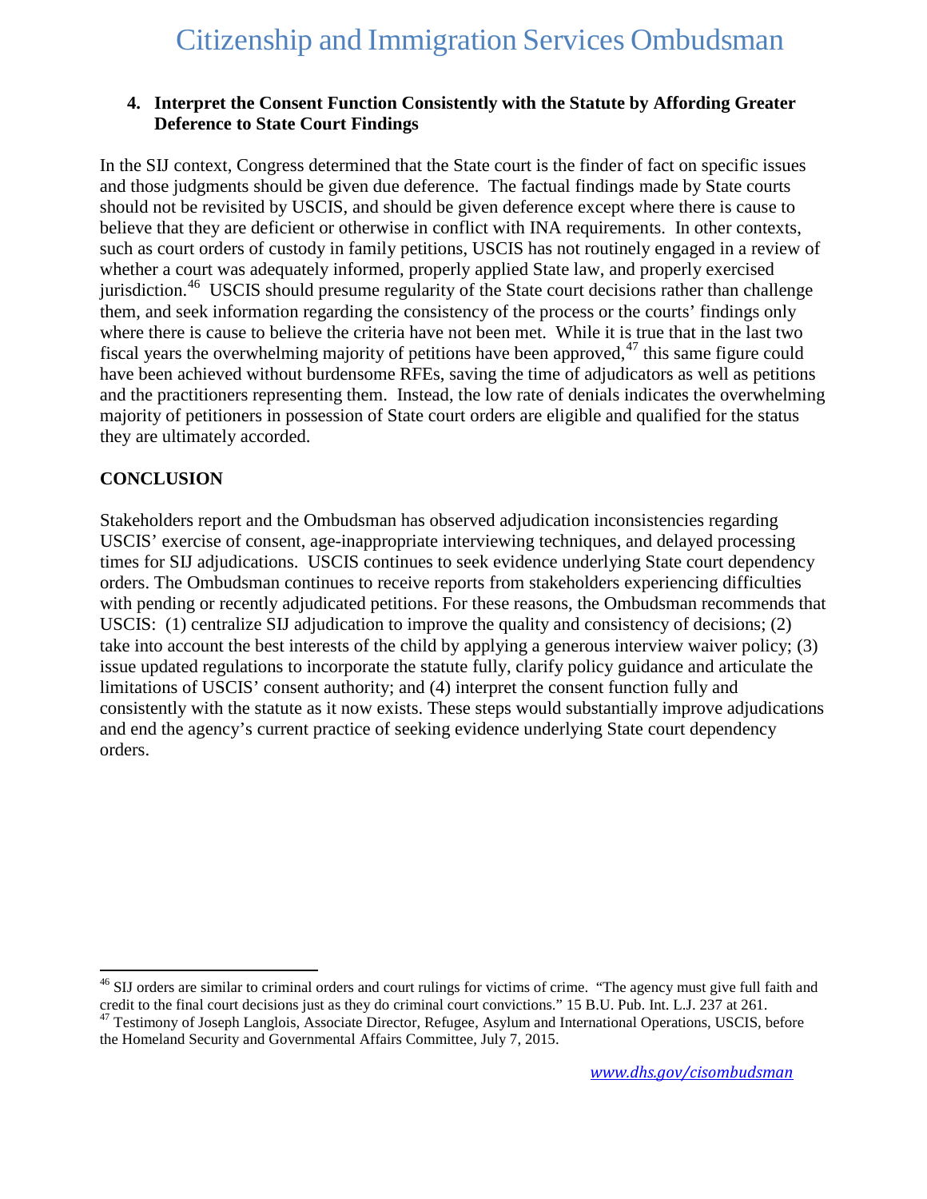#### 4. Interpret the Consent Function Consistently with the Statute by Affording Greater Deference to State Court Findings

In the SIJ context, Congress determined that the State court is the finder of fact on specific issues and those judgments should be given due deference. The factual findings made by State courts should not be revisited by USCIS, and should be given deference except where there is cause to believe that they are deficient or otherwise in conflict with INA requirements. In other contexts, such as court orders of custody in family petitions, USCIS has not routinely engaged in a review of whether a court was adequately informed, properly applied State law, and properly exercised jurisdiction.[46] USCIS should presume regularity of the State court decisions rather than challenge them, and seek information regarding the consistency of the process or the courts' findings only where there is cause to believe the criteria have not been met. While it is true that in the last two fiscal years the overwhelming majority of petitions have been approved,[47] this same figure could have been achieved without burdensome RFEs, saving the time of adjudicators as well as petitions and the practitioners representing them. Instead, the low rate of denials indicates the overwhelming majority of petitioners in possession of State court orders are eligible and qualified for the status they are ultimately accorded.

### CONCLUSION

Stakeholders report and the Ombudsman has observed adjudication inconsistencies regarding USCIS' exercise of consent, age-inappropriate interviewing techniques, and delayed processing times for SIJ adjudications. USCIS continues to seek evidence underlying State court dependency orders. The Ombudsman continues to receive reports from stakeholders experiencing difficulties with pending or recently adjudicated petitions. For these reasons, the Ombudsman recommends that USCIS: (1) centralize SIJ adjudication to improve the quality and consistency of decisions; (2) take into account the best interests of the child by applying a generous interview waiver policy; (3) issue updated regulations to incorporate the statute fully, clarify policy guidance and articulate the limitations of USCIS' consent authority; and (4) interpret the consent function fully and consistently with the statute as it now exists. These steps would substantially improve adjudications and end the agency's current practice of seeking evidence underlying State court dependency orders.

---

[46] SIJ orders are similar to criminal orders and court rulings for victims of crime. "The agency must give full faith and credit to the final court decisions just as they do criminal court convictions." 15 B.U. Pub. Int. L.J. 237 at 261.

[47] Testimony of Joseph Langlois, Associate Director, Refugee, Asylum and International Operations, USCIS, before the Homeland Security and Governmental Affairs Committee, July 7, 2015.